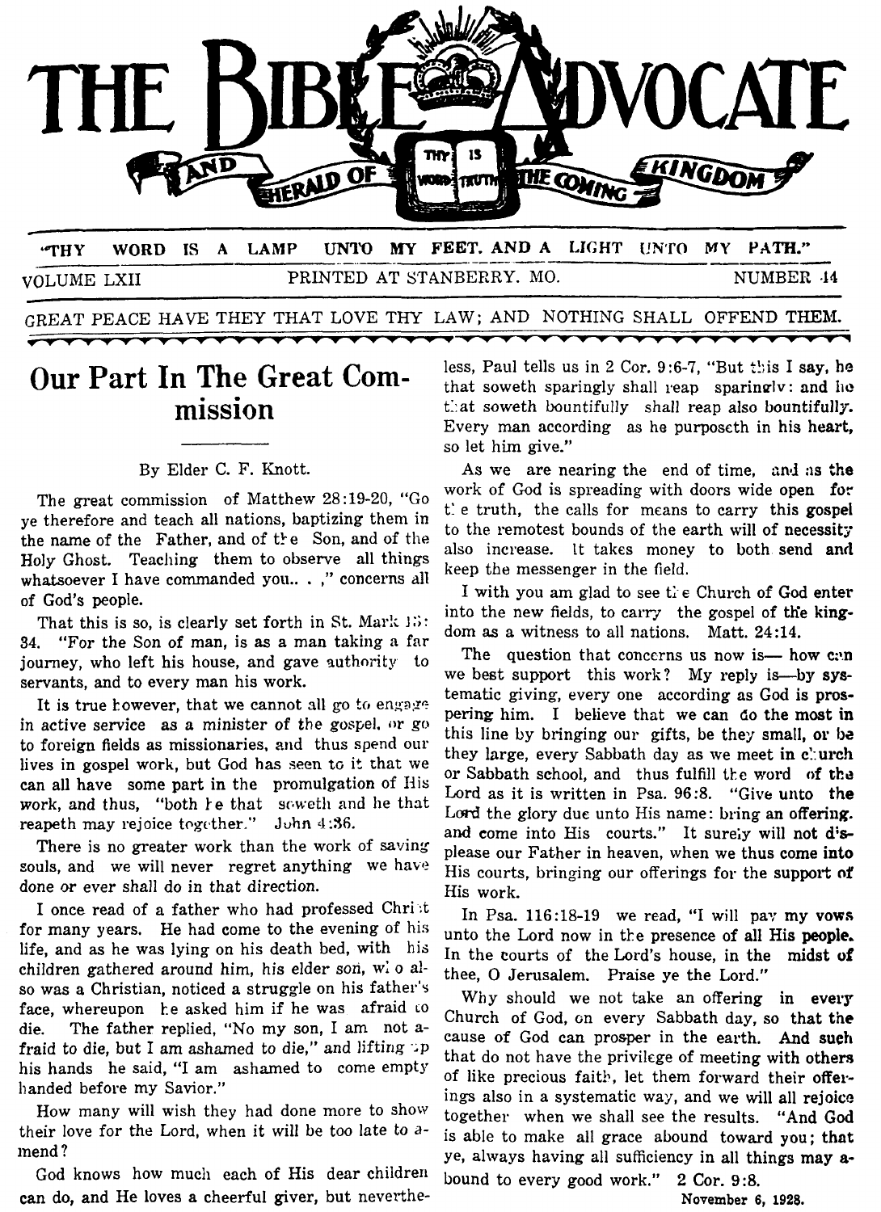# THE BIBLE ADVOCATE

AND HERALD OF THE COMING KINGDOM

"THY WORD IS A LAMP UNTO MY FEET. AND A LIGHT UNTO MY PATH."

VOLUME LXII — PRINTED AT STANBERRY. MO. — NUMBER 44

GREAT PEACE HAVE THEY THAT LOVE THY LAW; AND NOTHING SHALL OFFEND THEM.

## Our Part In The Great Commission

By Elder C. F. Knott.

The great commission of Matthew 28:19-20, "Go ye therefore and teach all nations, baptizing them in the name of the Father, and of the Son, and of the Holy Ghost. Teaching them to observe all things whatsoever I have commanded you.. . ," concerns all of God's people.

That this is so, is clearly set forth in St. Mark 13: 34. "For the Son of man, is as a man taking a far journey, who left his house, and gave authority to servants, and to every man his work.

It is true however, that we cannot all go to engage in active service as a minister of the gospel, or go to foreign fields as missionaries, and thus spend our lives in gospel work, but God has seen to it that we can all have some part in the promulgation of His work, and thus, "both he that soweth and he that reapeth may rejoice together." John 4:36.

There is no greater work than the work of saving souls, and we will never regret anything we have done or ever shall do in that direction.

I once read of a father who had professed Christ for many years. He had come to the evening of his life, and as he was lying on his death bed, with his children gathered around him, his elder son, who also was a Christian, noticed a struggle on his father's face, whereupon he asked him if he was afraid to die. The father replied, "No my son, I am not afraid to die, but I am ashamed to die," and lifting up his hands he said, "I am ashamed to come empty handed before my Savior."

How many will wish they had done more to show their love for the Lord, when it will be too late to amend?

God knows how much each of His dear children can do, and He loves a cheerful giver, but nevertheless, Paul tells us in 2 Cor. 9:6-7, "But this I say, he that soweth sparingly shall reap sparingly: and he that soweth bountifully shall reap also bountifully. Every man according as he purposeth in his heart, so let him give."

As we are nearing the end of time, and as the work of God is spreading with doors wide open for the truth, the calls for means to carry this gospel to the remotest bounds of the earth will of necessity also increase. It takes money to both send and keep the messenger in the field.

I with you am glad to see the Church of God enter into the new fields, to carry the gospel of the kingdom as a witness to all nations. Matt. 24:14.

The question that concerns us now is— how can we best support this work? My reply is—by systematic giving, every one according as God is prospering him. I believe that we can do the most in this line by bringing our gifts, be they small, or be they large, every Sabbath day as we meet in church or Sabbath school, and thus fulfill the word of the Lord as it is written in Psa. 96:8. "Give unto the Lord the glory due unto His name: bring an offering. and come into His courts." It surely will not displease our Father in heaven, when we thus come into His courts, bringing our offerings for the support of His work.

In Psa. 116:18-19 we read, "I will pay my vows unto the Lord now in the presence of all His people. In the courts of the Lord's house, in the midst of thee, O Jerusalem. Praise ye the Lord."

Why should we not take an offering in every Church of God, on every Sabbath day, so that the cause of God can prosper in the earth. And such that do not have the privilege of meeting with others of like precious faith, let them forward their offerings also in a systematic way, and we will all rejoice together when we shall see the results. "And God is able to make all grace abound toward you; that ye, always having all sufficiency in all things may abound to every good work." 2 Cor. 9:8.

November 6, 1928.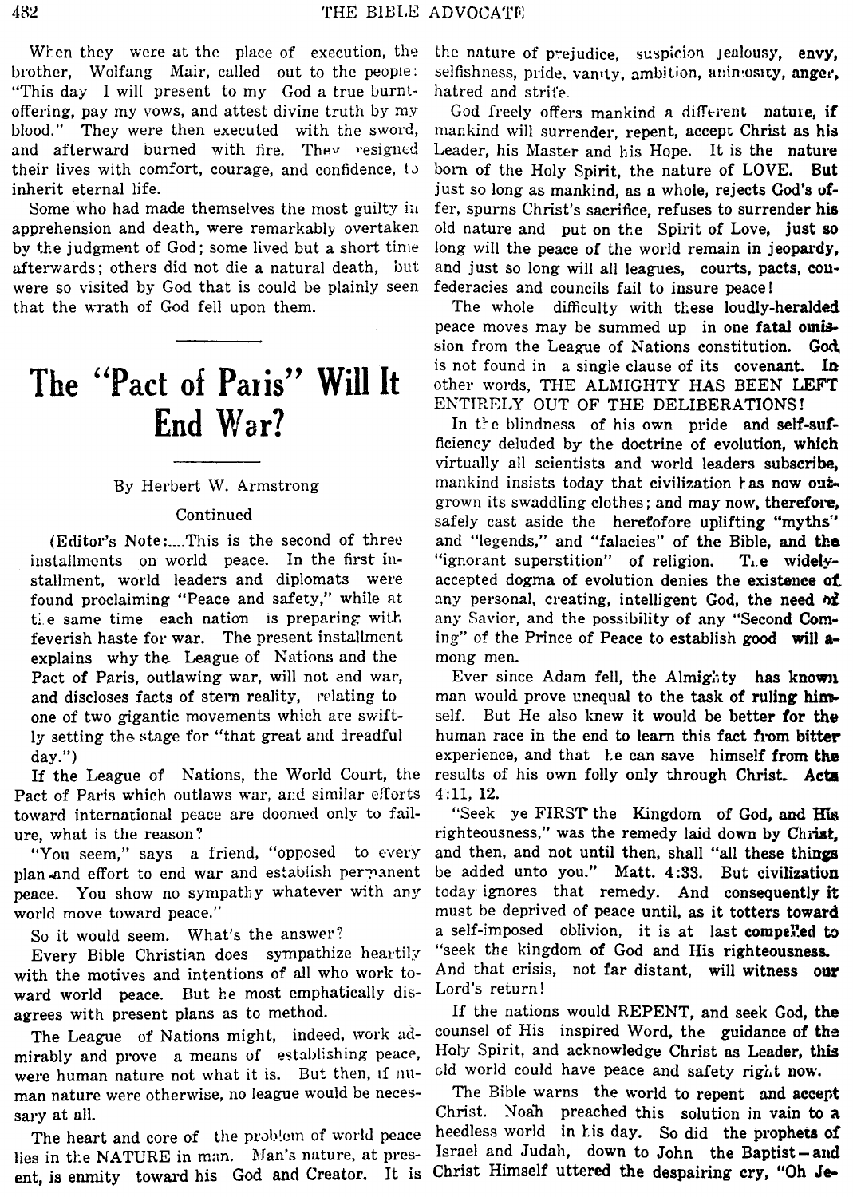When they were at the place of execution, the brother, Wolfang Mair, called out to the people: "This day I will present to my God a true burnt-offering, pay my vows, and attest divine truth by my blood." They were then executed with the sword, and afterward burned with fire. They resigned their lives with comfort, courage, and confidence, to inherit eternal life.

Some who had made themselves the most guilty in apprehension and death, were remarkably overtaken by the judgment of God; some lived but a short time afterwards; others did not die a natural death, but were so visited by God that is could be plainly seen that the wrath of God fell upon them.

# The "Pact of Paris" Will It End War?

By Herbert W. Armstrong

Continued

(Editor's Note:....This is the second of three installments on world peace. In the first installment, world leaders and diplomats were found proclaiming "Peace and safety," while at the same time each nation is preparing with feverish haste for war. The present installment explains why the League of Nations and the Pact of Paris, outlawing war, will not end war, and discloses facts of stern reality, relating to one of two gigantic movements which are swiftly setting the stage for "that great and dreadful day.")

If the League of Nations, the World Court, the Pact of Paris which outlaws war, and similar efforts toward international peace are doomed only to failure, what is the reason?

"You seem," says a friend, "opposed to every plan and effort to end war and establish permanent peace. You show no sympathy whatever with any world move toward peace."

So it would seem. What's the answer?

Every Bible Christian does sympathize heartily with the motives and intentions of all who work toward world peace. But he most emphatically disagrees with present plans as to method.

The League of Nations might, indeed, work admirably and prove a means of establishing peace, were human nature not what it is. But then, if human nature were otherwise, no league would be necessary at all.

The heart and core of the problem of world peace lies in the NATURE in man. Man's nature, at present, is enmity toward his God and Creator. It is the nature of prejudice, suspicion jealousy, envy, selfishness, pride, vanity, ambition, animosity, anger, hatred and strife.

God freely offers mankind a different nature, if mankind will surrender, repent, accept Christ as his Leader, his Master and his Hope. It is the nature born of the Holy Spirit, the nature of LOVE. But just so long as mankind, as a whole, rejects God's offer, spurns Christ's sacrifice, refuses to surrender his old nature and put on the Spirit of Love, just so long will the peace of the world remain in jeopardy, and just so long will all leagues, courts, pacts, confederacies and councils fail to insure peace!

The whole difficulty with these loudly-heralded peace moves may be summed up in one **fatal omission** from the League of Nations constitution. God is not found in a single clause of its covenant. In other words, THE ALMIGHTY HAS BEEN LEFT ENTIRELY OUT OF THE DELIBERATIONS!

In the blindness of his own pride and self-sufficiency deluded by the doctrine of evolution, which virtually all scientists and world leaders subscribe, mankind insists today that civilization has now outgrown its swaddling clothes; and may now, therefore, safely cast aside the heretofore uplifting "myths" and "legends," and "falacies" of the Bible, and the "ignorant superstition" of religion. The widely-accepted dogma of evolution denies the existence of any personal, creating, intelligent God, the need of any Savior, and the possibility of any "Second Coming" of the Prince of Peace to establish good will among men.

Ever since Adam fell, the Almighty has known man would prove unequal to the task of ruling himself. But He also knew it would be better for the human race in the end to learn this fact from bitter experience, and that he can save himself from the results of his own folly only through Christ. Acts 4:11, 12.

"Seek ye FIRST the Kingdom of God, and His righteousness," was the remedy laid down by Christ, and then, and not until then, shall "all these things be added unto you." Matt. 4:33. But civilization today ignores that remedy. And consequently it must be deprived of peace until, as it totters toward a self-imposed oblivion, it is at last compelled to "seek the kingdom of God and His righteousness. And that crisis, not far distant, will witness our Lord's return!

If the nations would REPENT, and seek God, the counsel of His inspired Word, the guidance of the Holy Spirit, and acknowledge Christ as Leader, this old world could have peace and safety right now.

The Bible warns the world to repent and accept Christ. Noah preached this solution in vain to a heedless world in his day. So did the prophets of Israel and Judah, down to John the Baptist—and Christ Himself uttered the despairing cry, "Oh Je-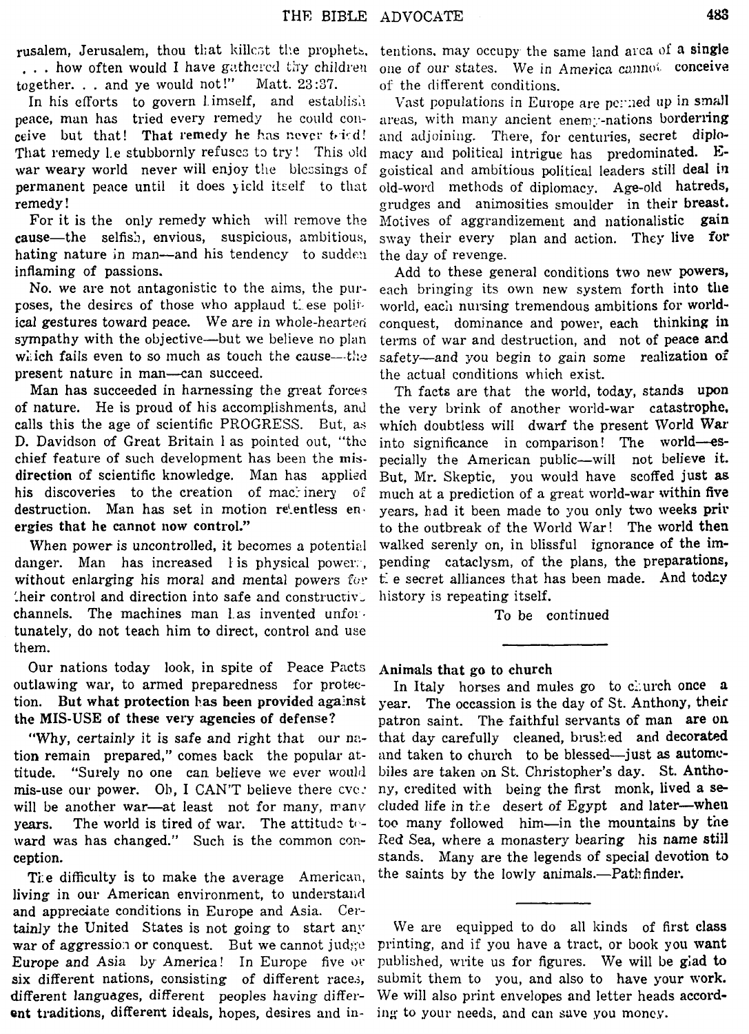rusalem, Jerusalem, thou that killest the prophets, . . . how often would I have gathered thy children together. . . and ye would not!" Matt. 23:37.

In his efforts to govern himself, and establish peace, man has tried every remedy he could conceive but that! **That remedy he has never tried!** That remedy he stubbornly refuses to try! This old war weary world never will enjoy the blessings of permanent peace until it does yield itself to that remedy!

For it is the only remedy which will remove the cause—the selfish, envious, suspicious, ambitious, hating nature in man—and his tendency to sudden inflaming of passions.

No, we are not antagonistic to the aims, the purposes, the desires of those who applaud these political gestures toward peace. We are in whole-hearted sympathy with the objective—but we believe no plan which fails even to so much as touch the cause—the present nature in man—can succeed.

Man has succeeded in harnessing the great forces of nature. He is proud of his accomplishments, and calls this the age of scientific PROGRESS. But, as D. Davidson of Great Britain has pointed out, "the chief feature of such development has been the **misdirection** of scientific knowledge. Man has applied his discoveries to the creation of machinery of destruction. Man has set in motion relentless **energies that he cannot now control."**

When power is uncontrolled, it becomes a potential danger. Man has increased his physical powers, without enlarging his moral and mental powers for their control and direction into safe and constructive channels. The machines man has invented unfortunately, do not teach him to direct, control and use them.

Our nations today look, in spite of Peace Pacts outlawing war, to armed preparedness for protection. **But what protection has been provided against the MIS-USE of these very agencies of defense?**

"Why, certainly it is safe and right that our nation remain prepared," comes back the popular attitude. "Surely no one can believe we ever would mis-use our power. Oh, I CAN'T believe there ever will be another war—at least not for many, many years. The world is tired of war. The attitude toward was has changed." Such is the common conception.

The difficulty is to make the average American, living in our American environment, to understand and appreciate conditions in Europe and Asia. Certainly the United States is not going to start any war of aggression or conquest. But we cannot judge Europe and Asia by America! In Europe five or six different nations, consisting of different races, different languages, different peoples having different traditions, different ideals, hopes, desires and intentions, may occupy the same land area of a single one of our states. We in America cannot conceive of the different conditions.

Vast populations in Europe are penned up in small areas, with many ancient enemy-nations borderring and adjoining. There, for centuries, secret diplomacy and political intrigue has predominated. Egoistical and ambitious political leaders still deal in old-word methods of diplomacy. Age-old hatreds, grudges and animosities smoulder in their breast. Motives of aggrandizement and nationalistic gain sway their every plan and action. They live for the day of revenge.

Add to these general conditions two new powers, each bringing its own new system forth into the world, each nursing tremendous ambitions for world-conquest, dominance and power, each thinking in terms of war and destruction, and not of peace and safety—and you begin to gain some realization of the actual conditions which exist.

Th facts are that the world, today, stands upon the very brink of another world-war catastrophe, which doubtless will dwarf the present World War into significance in comparison! The world—especially the American public—will not believe it. But, Mr. Skeptic, you would have scoffed just as much at a prediction of a great world-war within five years, had it been made to you only two weeks prir to the outbreak of the World War! The world then walked serenly on, in blissful ignorance of the impending cataclysm, of the plans, the preparations, the secret alliances that has been made. And today history is repeating itself.

To be continued

---

**Animals that go to church**

In Italy horses and mules go to church once a year. The occassion is the day of St. Anthony, their patron saint. The faithful servants of man are on that day carefully cleaned, brushed and decorated and taken to church to be blessed—just as automobiles are taken on St. Christopher's day. St. Anthony, credited with being the first monk, lived a secluded life in the desert of Egypt and later—when too many followed him—in the mountains by the Red Sea, where a monastery bearing his name still stands. Many are the legends of special devotion to the saints by the lowly animals.—Pathfinder.

---

We are equipped to do all kinds of first class printing, and if you have a tract, or book you want published, write us for figures. We will be glad to submit them to you, and also to have your work. We will also print envelopes and letter heads according to your needs, and can save you money.